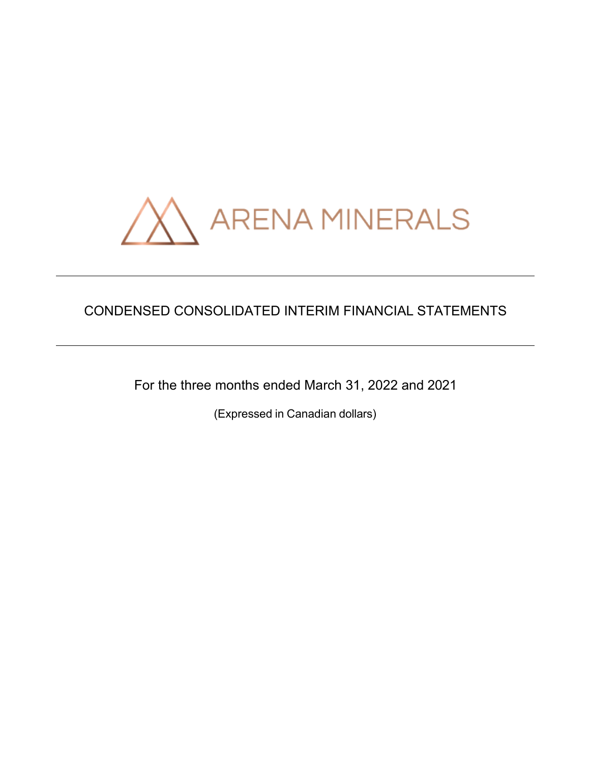ARENA MINERALS

---

# CONDENSED CONSOLIDATED INTERIM FINANCIAL STATEMENTS

---

For the three months ended March 31, 2022 and 2021

(Expressed in Canadian dollars)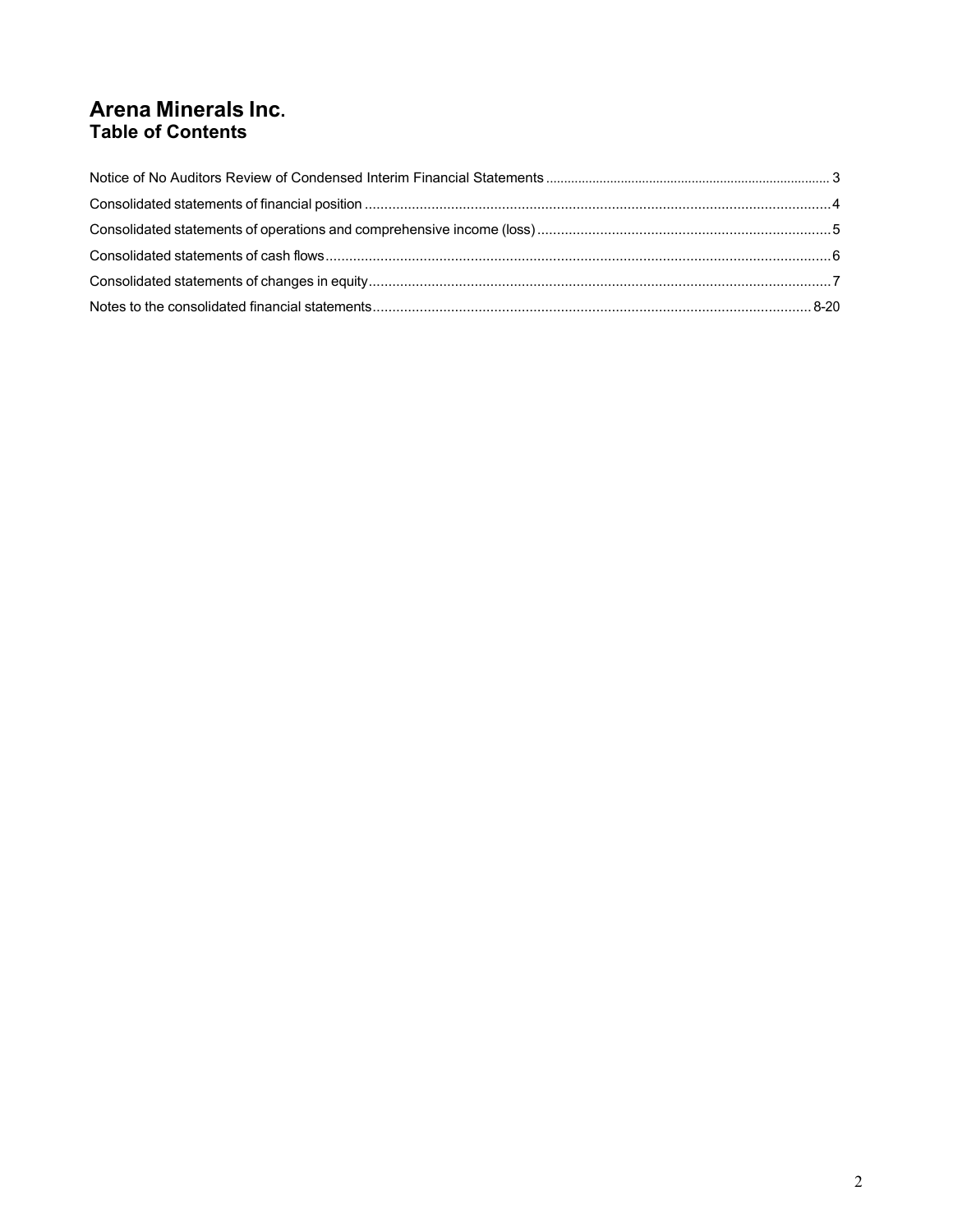# Arena Minerals Inc.
## Table of Contents

| | |
|---|---|
| Notice of No Auditors Review of Condensed Interim Financial Statements | 3 |
| Consolidated statements of financial position | 4 |
| Consolidated statements of operations and comprehensive income (loss) | 5 |
| Consolidated statements of cash flows | 6 |
| Consolidated statements of changes in equity | 7 |
| Notes to the consolidated financial statements | 8-20 |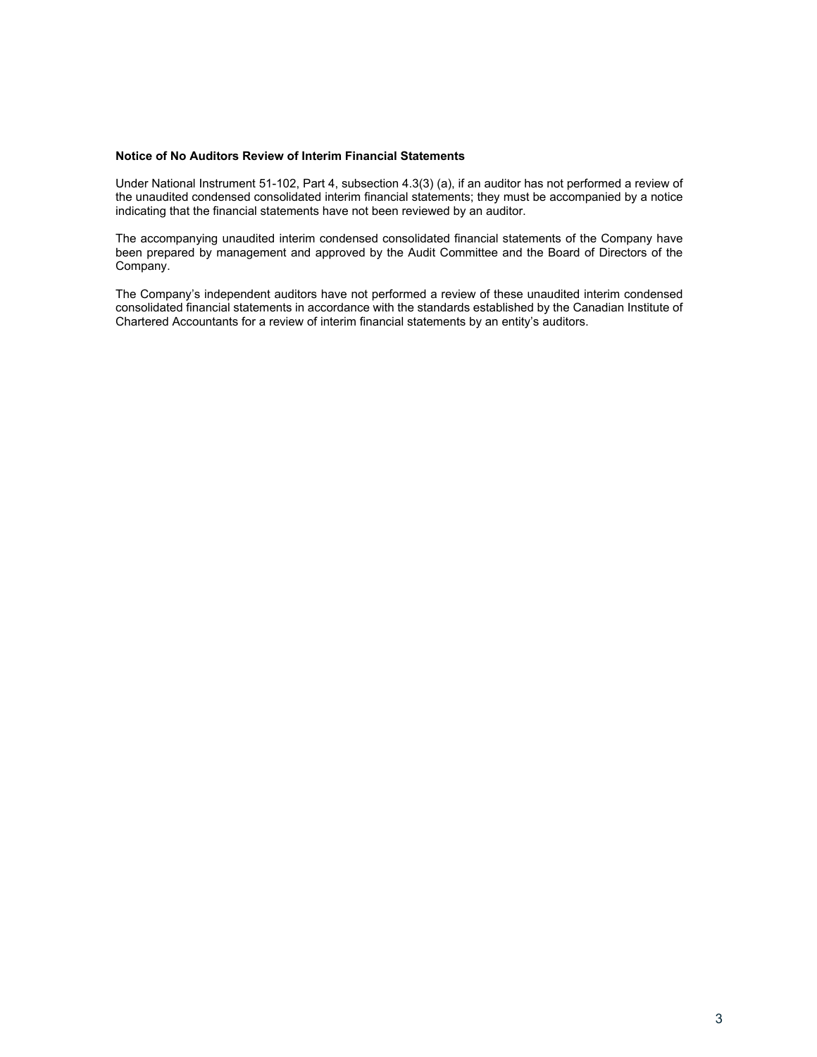**Notice of No Auditors Review of Interim Financial Statements**

Under National Instrument 51-102, Part 4, subsection 4.3(3) (a), if an auditor has not performed a review of the unaudited condensed consolidated interim financial statements; they must be accompanied by a notice indicating that the financial statements have not been reviewed by an auditor.

The accompanying unaudited interim condensed consolidated financial statements of the Company have been prepared by management and approved by the Audit Committee and the Board of Directors of the Company.

The Company's independent auditors have not performed a review of these unaudited interim condensed consolidated financial statements in accordance with the standards established by the Canadian Institute of Chartered Accountants for a review of interim financial statements by an entity's auditors.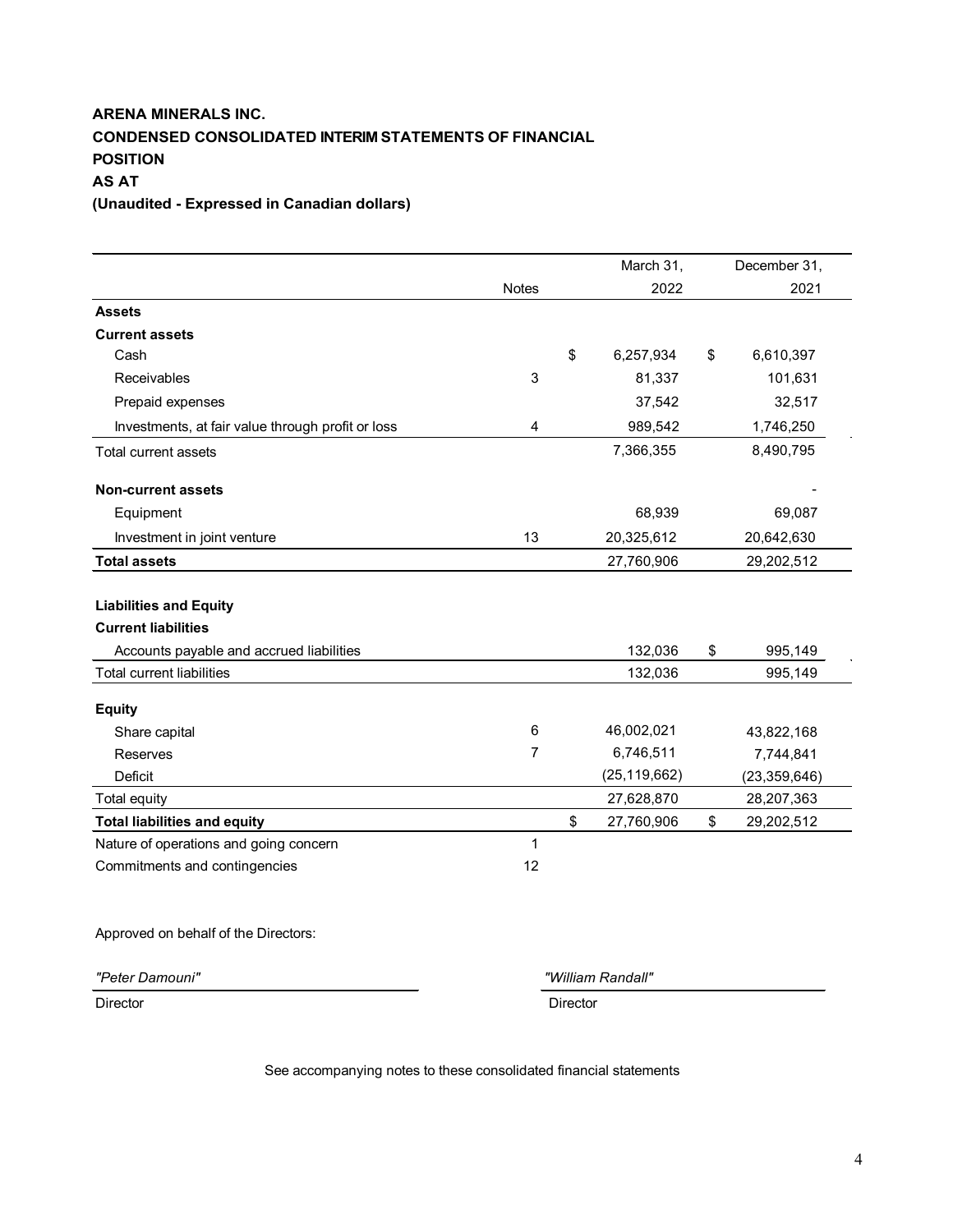**ARENA MINERALS INC.**

**CONDENSED CONSOLIDATED INTERIM STATEMENTS OF FINANCIAL POSITION**

**AS AT**

**(Unaudited - Expressed in Canadian dollars)**

| | Notes | March 31, 2022 | December 31, 2021 |
|---|---|---|---|
| **Assets** | | | |
| **Current assets** | | | |
| Cash | | $ 6,257,934 | $ 6,610,397 |
| Receivables | 3 | 81,337 | 101,631 |
| Prepaid expenses | | 37,542 | 32,517 |
| Investments, at fair value through profit or loss | 4 | 989,542 | 1,746,250 |
| Total current assets | | 7,366,355 | 8,490,795 |
| **Non-current assets** | | | - |
| Equipment | | 68,939 | 69,087 |
| Investment in joint venture | 13 | 20,325,612 | 20,642,630 |
| **Total assets** | | 27,760,906 | 29,202,512 |
| **Liabilities and Equity** | | | |
| **Current liabilities** | | | |
| Accounts payable and accrued liabilities | | 132,036 | $ 995,149 |
| Total current liabilities | | 132,036 | 995,149 |
| **Equity** | | | |
| Share capital | 6 | 46,002,021 | 43,822,168 |
| Reserves | 7 | 6,746,511 | 7,744,841 |
| Deficit | | (25,119,662) | (23,359,646) |
| Total equity | | 27,628,870 | 28,207,363 |
| **Total liabilities and equity** | | $ 27,760,906 | $ 29,202,512 |
| Nature of operations and going concern | 1 | | |
| Commitments and contingencies | 12 | | |

Approved on behalf of the Directors:

| | |
|---|---|
| *"Peter Damouni"* | *"William Randall"* |
| Director | Director |

See accompanying notes to these consolidated financial statements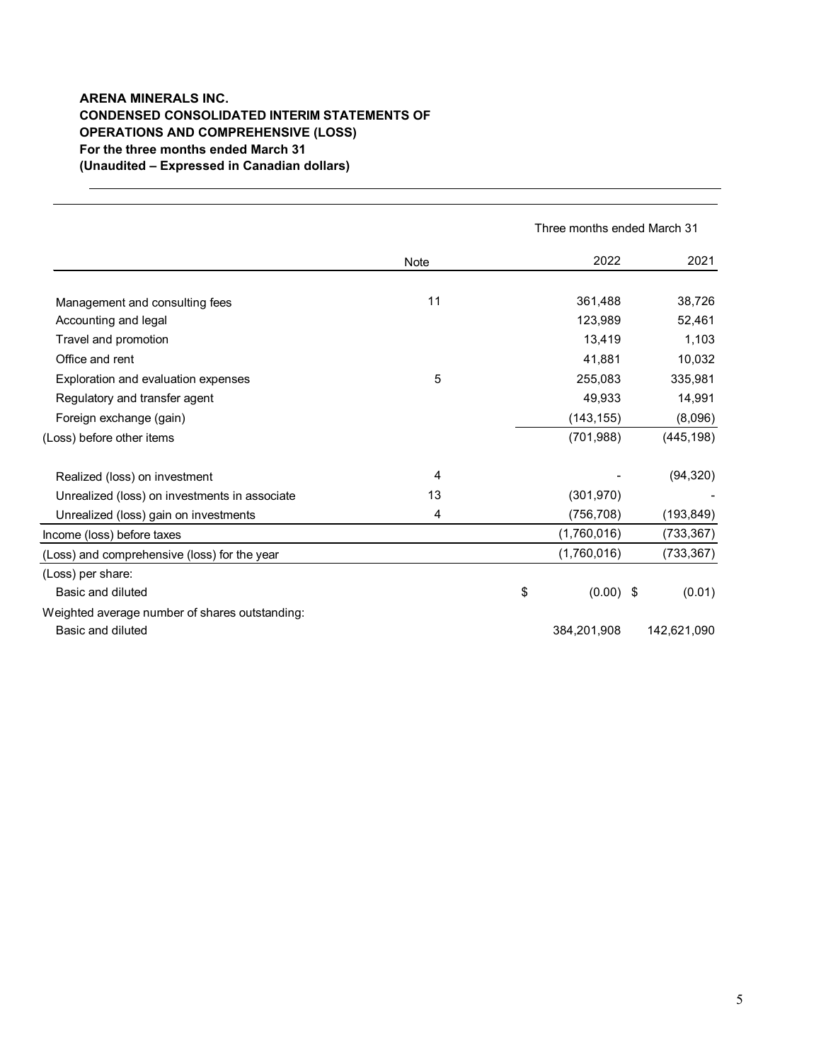**ARENA MINERALS INC.**
**CONDENSED CONSOLIDATED INTERIM STATEMENTS OF OPERATIONS AND COMPREHENSIVE (LOSS)**
**For the three months ended March 31**
**(Unaudited – Expressed in Canadian dollars)**

| | Note | Three months ended March 31 | |
|---|---|---|---|
| | | 2022 | 2021 |
| Management and consulting fees | 11 | 361,488 | 38,726 |
| Accounting and legal | | 123,989 | 52,461 |
| Travel and promotion | | 13,419 | 1,103 |
| Office and rent | | 41,881 | 10,032 |
| Exploration and evaluation expenses | 5 | 255,083 | 335,981 |
| Regulatory and transfer agent | | 49,933 | 14,991 |
| Foreign exchange (gain) | | (143,155) | (8,096) |
| (Loss) before other items | | (701,988) | (445,198) |
| Realized (loss) on investment | 4 | - | (94,320) |
| Unrealized (loss) on investments in associate | 13 | (301,970) | - |
| Unrealized (loss) gain on investments | 4 | (756,708) | (193,849) |
| Income (loss) before taxes | | (1,760,016) | (733,367) |
| (Loss) and comprehensive (loss) for the year | | (1,760,016) | (733,367) |
| (Loss) per share: | | | |
| Basic and diluted | | $ (0.00) | $ (0.01) |
| Weighted average number of shares outstanding: | | | |
| Basic and diluted | | 384,201,908 | 142,621,090 |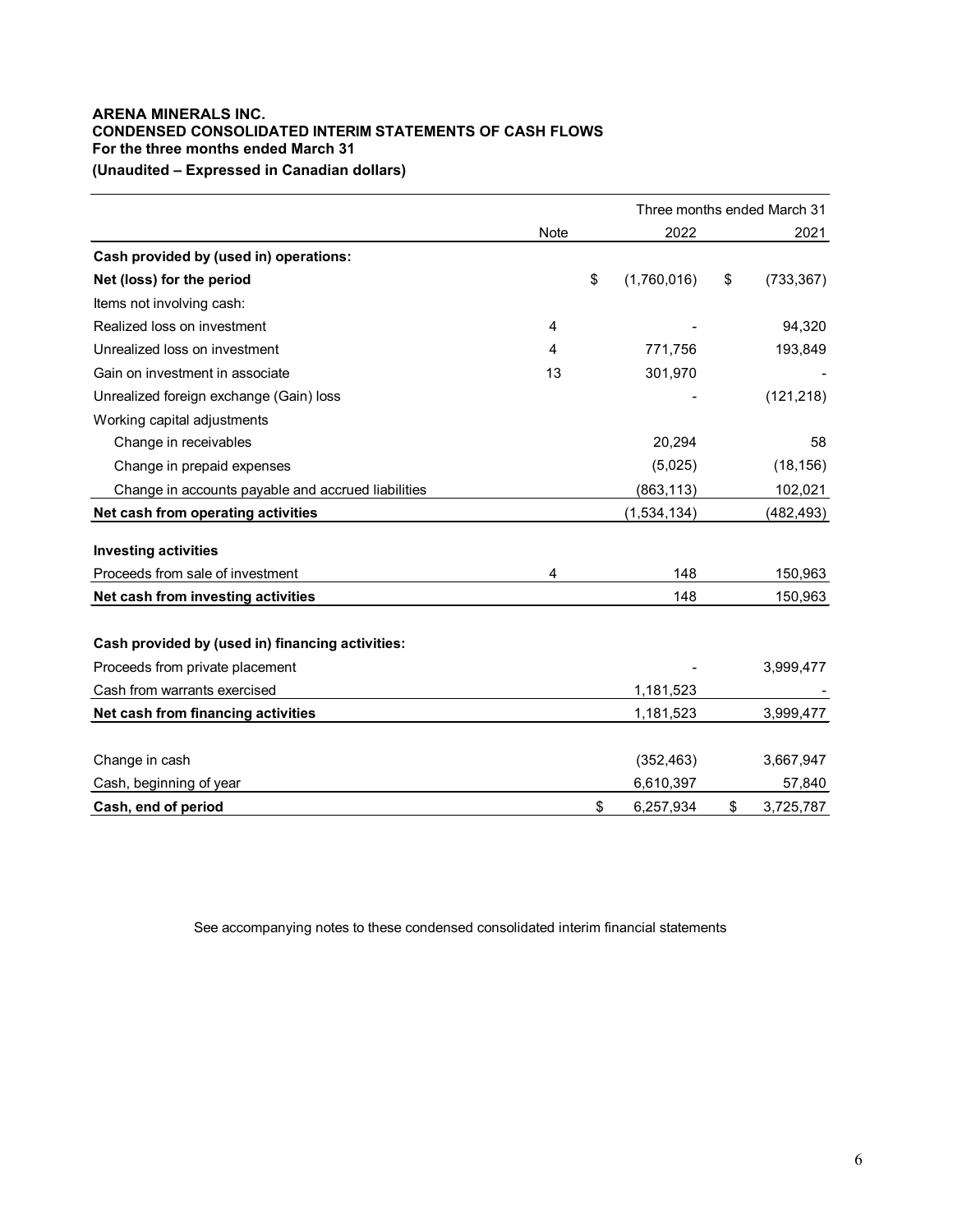**ARENA MINERALS INC.**
**CONDENSED CONSOLIDATED INTERIM STATEMENTS OF CASH FLOWS**
**For the three months ended March 31**
**(Unaudited – Expressed in Canadian dollars)**

| | Note | Three months ended March 31 2022 | 2021 |
|---|---|---|---|
| **Cash provided by (used in) operations:** | | | |
| **Net (loss) for the period** | | $ (1,760,016) | $ (733,367) |
| Items not involving cash: | | | |
| Realized loss on investment | 4 | - | 94,320 |
| Unrealized loss on investment | 4 | 771,756 | 193,849 |
| Gain on investment in associate | 13 | 301,970 | - |
| Unrealized foreign exchange (Gain) loss | | - | (121,218) |
| Working capital adjustments | | | |
| Change in receivables | | 20,294 | 58 |
| Change in prepaid expenses | | (5,025) | (18,156) |
| Change in accounts payable and accrued liabilities | | (863,113) | 102,021 |
| **Net cash from operating activities** | | (1,534,134) | (482,493) |
| **Investing activities** | | | |
| Proceeds from sale of investment | 4 | 148 | 150,963 |
| **Net cash from investing activities** | | 148 | 150,963 |
| **Cash provided by (used in) financing activities:** | | | |
| Proceeds from private placement | | - | 3,999,477 |
| Cash from warrants exercised | | 1,181,523 | - |
| **Net cash from financing activities** | | 1,181,523 | 3,999,477 |
| Change in cash | | (352,463) | 3,667,947 |
| Cash, beginning of year | | 6,610,397 | 57,840 |
| **Cash, end of period** | | $ 6,257,934 | $ 3,725,787 |

See accompanying notes to these condensed consolidated interim financial statements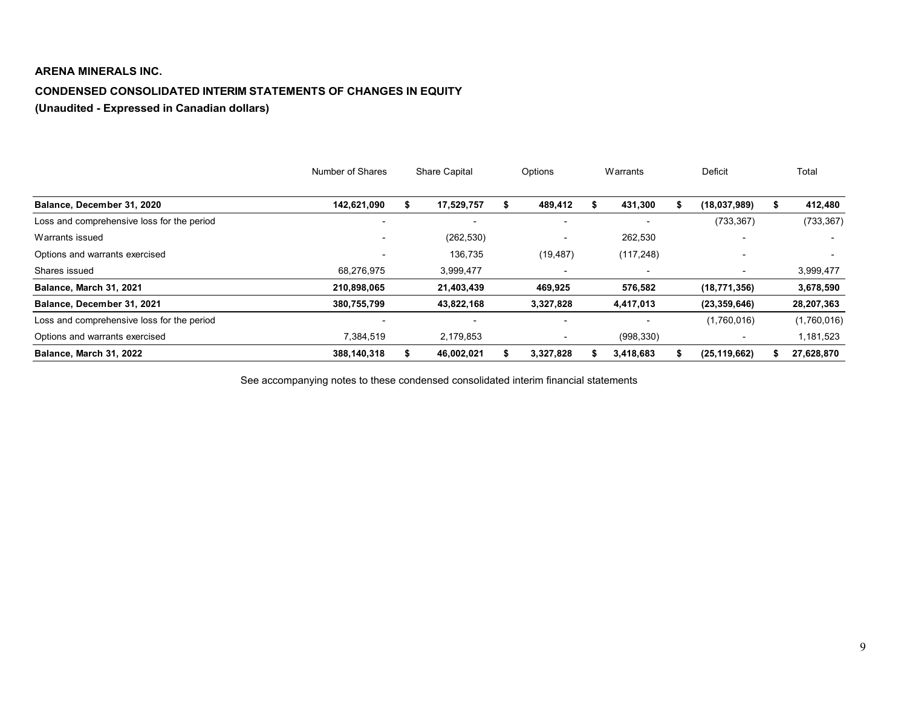**ARENA MINERALS INC.**

**CONDENSED CONSOLIDATED INTERIM STATEMENTS OF CHANGES IN EQUITY**

**(Unaudited - Expressed in Canadian dollars)**

| | Number of Shares | Share Capital | Options | Warrants | Deficit | Total |
|---|---|---|---|---|---|---|
| **Balance, December 31, 2020** | **142,621,090** | **$ 17,529,757** | **$ 489,412** | **$ 431,300** | **$ (18,037,989)** | **$ 412,480** |
| Loss and comprehensive loss for the period | - | - | - | - | (733,367) | (733,367) |
| Warrants issued | - | (262,530) | - | 262,530 | - | - |
| Options and warrants exercised | - | 136,735 | (19,487) | (117,248) | - | - |
| Shares issued | 68,276,975 | 3,999,477 | - | - | - | 3,999,477 |
| **Balance, March 31, 2021** | **210,898,065** | **21,403,439** | **469,925** | **576,582** | **(18,771,356)** | **3,678,590** |
| **Balance, December 31, 2021** | **380,755,799** | **43,822,168** | **3,327,828** | **4,417,013** | **(23,359,646)** | **28,207,363** |
| Loss and comprehensive loss for the period | - | - | - | - | (1,760,016) | (1,760,016) |
| Options and warrants exercised | 7,384,519 | 2,179,853 | - | (998,330) | - | 1,181,523 |
| **Balance, March 31, 2022** | **388,140,318** | **$ 46,002,021** | **$ 3,327,828** | **$ 3,418,683** | **$ (25,119,662)** | **$ 27,628,870** |

See accompanying notes to these condensed consolidated interim financial statements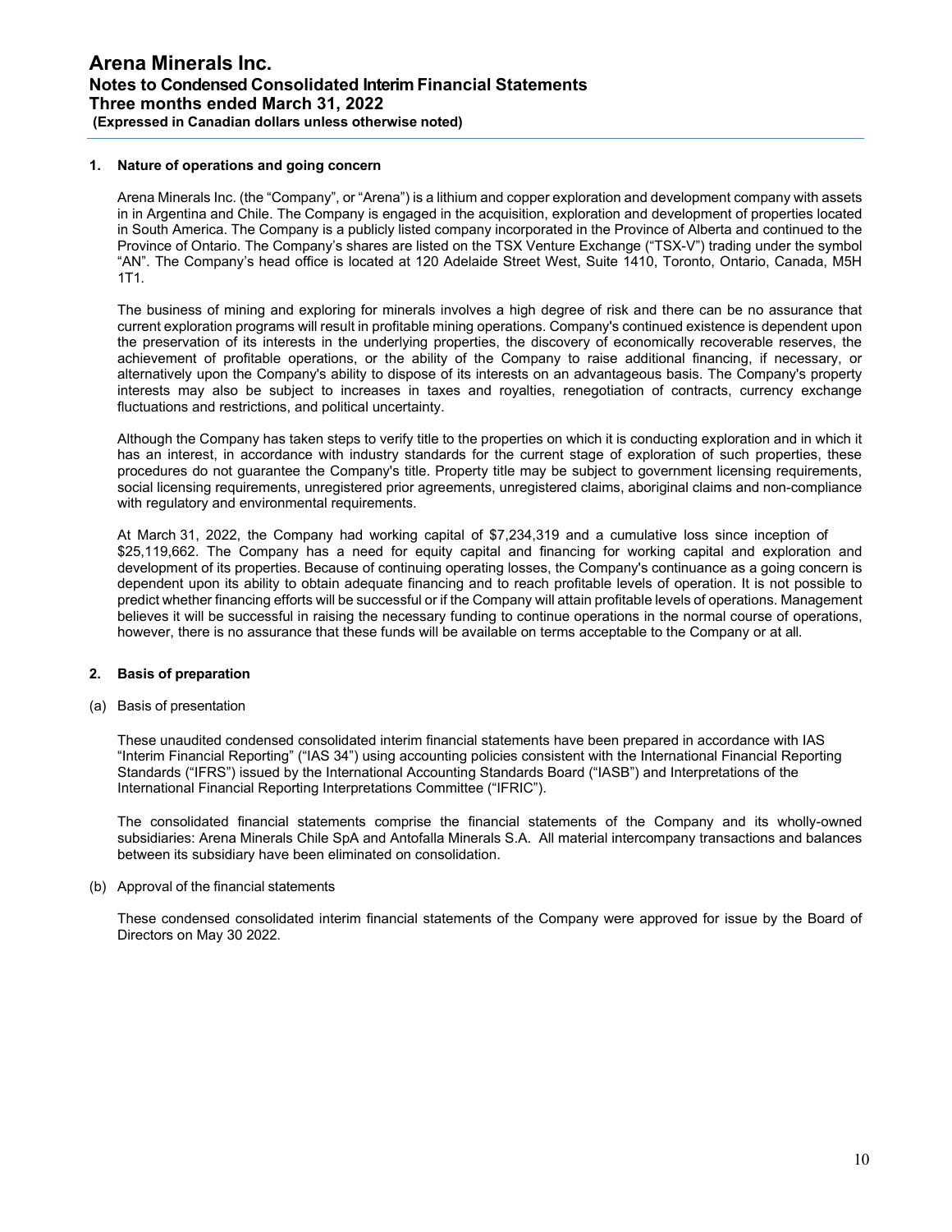## 1. Nature of operations and going concern

Arena Minerals Inc. (the "Company", or "Arena") is a lithium and copper exploration and development company with assets in in Argentina and Chile. The Company is engaged in the acquisition, exploration and development of properties located in South America. The Company is a publicly listed company incorporated in the Province of Alberta and continued to the Province of Ontario. The Company's shares are listed on the TSX Venture Exchange ("TSX-V") trading under the symbol "AN". The Company's head office is located at 120 Adelaide Street West, Suite 1410, Toronto, Ontario, Canada, M5H 1T1.

The business of mining and exploring for minerals involves a high degree of risk and there can be no assurance that current exploration programs will result in profitable mining operations. Company's continued existence is dependent upon the preservation of its interests in the underlying properties, the discovery of economically recoverable reserves, the achievement of profitable operations, or the ability of the Company to raise additional financing, if necessary, or alternatively upon the Company's ability to dispose of its interests on an advantageous basis. The Company's property interests may also be subject to increases in taxes and royalties, renegotiation of contracts, currency exchange fluctuations and restrictions, and political uncertainty.

Although the Company has taken steps to verify title to the properties on which it is conducting exploration and in which it has an interest, in accordance with industry standards for the current stage of exploration of such properties, these procedures do not guarantee the Company's title. Property title may be subject to government licensing requirements, social licensing requirements, unregistered prior agreements, unregistered claims, aboriginal claims and non-compliance with regulatory and environmental requirements.

At March 31, 2022, the Company had working capital of $7,234,319 and a cumulative loss since inception of $25,119,662. The Company has a need for equity capital and financing for working capital and exploration and development of its properties. Because of continuing operating losses, the Company's continuance as a going concern is dependent upon its ability to obtain adequate financing and to reach profitable levels of operation. It is not possible to predict whether financing efforts will be successful or if the Company will attain profitable levels of operations. Management believes it will be successful in raising the necessary funding to continue operations in the normal course of operations, however, there is no assurance that these funds will be available on terms acceptable to the Company or at all.

## 2. Basis of preparation

(a) Basis of presentation

These unaudited condensed consolidated interim financial statements have been prepared in accordance with IAS "Interim Financial Reporting" ("IAS 34") using accounting policies consistent with the International Financial Reporting Standards ("IFRS") issued by the International Accounting Standards Board ("IASB") and Interpretations of the International Financial Reporting Interpretations Committee ("IFRIC").

The consolidated financial statements comprise the financial statements of the Company and its wholly-owned subsidiaries: Arena Minerals Chile SpA and Antofalla Minerals S.A. All material intercompany transactions and balances between its subsidiary have been eliminated on consolidation.

(b) Approval of the financial statements

These condensed consolidated interim financial statements of the Company were approved for issue by the Board of Directors on May 30 2022.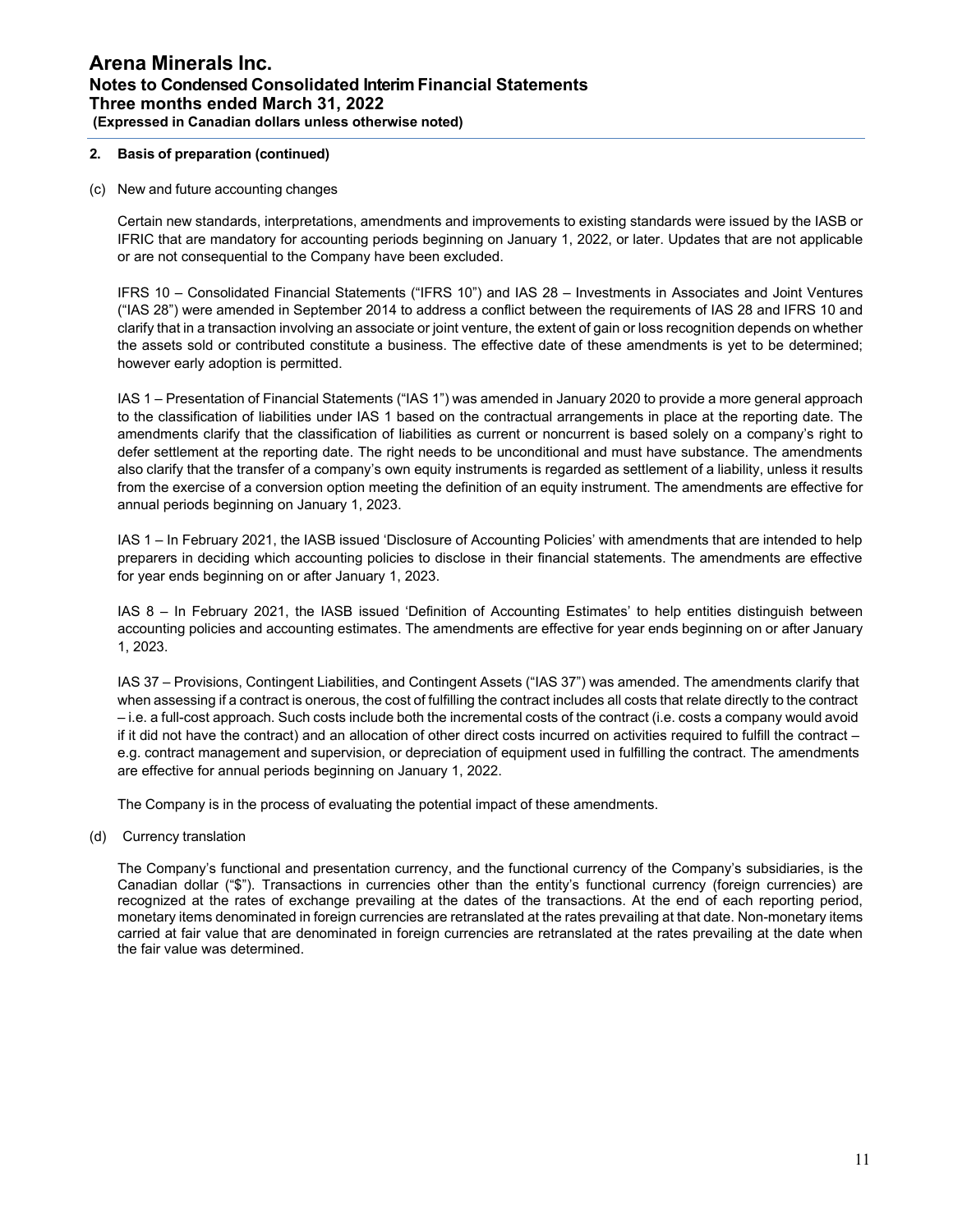## 2. Basis of preparation (continued)

(c) New and future accounting changes

Certain new standards, interpretations, amendments and improvements to existing standards were issued by the IASB or IFRIC that are mandatory for accounting periods beginning on January 1, 2022, or later. Updates that are not applicable or are not consequential to the Company have been excluded.

IFRS 10 – Consolidated Financial Statements ("IFRS 10") and IAS 28 – Investments in Associates and Joint Ventures ("IAS 28") were amended in September 2014 to address a conflict between the requirements of IAS 28 and IFRS 10 and clarify that in a transaction involving an associate or joint venture, the extent of gain or loss recognition depends on whether the assets sold or contributed constitute a business. The effective date of these amendments is yet to be determined; however early adoption is permitted.

IAS 1 – Presentation of Financial Statements ("IAS 1") was amended in January 2020 to provide a more general approach to the classification of liabilities under IAS 1 based on the contractual arrangements in place at the reporting date. The amendments clarify that the classification of liabilities as current or noncurrent is based solely on a company's right to defer settlement at the reporting date. The right needs to be unconditional and must have substance. The amendments also clarify that the transfer of a company's own equity instruments is regarded as settlement of a liability, unless it results from the exercise of a conversion option meeting the definition of an equity instrument. The amendments are effective for annual periods beginning on January 1, 2023.

IAS 1 – In February 2021, the IASB issued 'Disclosure of Accounting Policies' with amendments that are intended to help preparers in deciding which accounting policies to disclose in their financial statements. The amendments are effective for year ends beginning on or after January 1, 2023.

IAS 8 – In February 2021, the IASB issued 'Definition of Accounting Estimates' to help entities distinguish between accounting policies and accounting estimates. The amendments are effective for year ends beginning on or after January 1, 2023.

IAS 37 – Provisions, Contingent Liabilities, and Contingent Assets ("IAS 37") was amended. The amendments clarify that when assessing if a contract is onerous, the cost of fulfilling the contract includes all costs that relate directly to the contract – i.e. a full-cost approach. Such costs include both the incremental costs of the contract (i.e. costs a company would avoid if it did not have the contract) and an allocation of other direct costs incurred on activities required to fulfill the contract – e.g. contract management and supervision, or depreciation of equipment used in fulfilling the contract. The amendments are effective for annual periods beginning on January 1, 2022.

The Company is in the process of evaluating the potential impact of these amendments.

(d) Currency translation

The Company's functional and presentation currency, and the functional currency of the Company's subsidiaries, is the Canadian dollar ("$"). Transactions in currencies other than the entity's functional currency (foreign currencies) are recognized at the rates of exchange prevailing at the dates of the transactions. At the end of each reporting period, monetary items denominated in foreign currencies are retranslated at the rates prevailing at that date. Non-monetary items carried at fair value that are denominated in foreign currencies are retranslated at the rates prevailing at the date when the fair value was determined.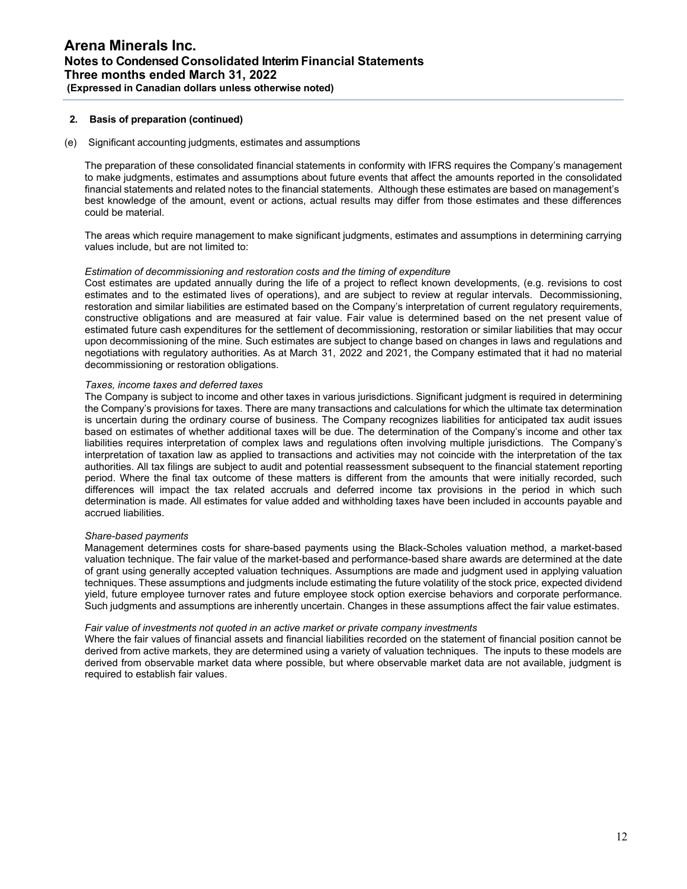## 2. Basis of preparation (continued)

(e) Significant accounting judgments, estimates and assumptions

The preparation of these consolidated financial statements in conformity with IFRS requires the Company's management to make judgments, estimates and assumptions about future events that affect the amounts reported in the consolidated financial statements and related notes to the financial statements. Although these estimates are based on management's best knowledge of the amount, event or actions, actual results may differ from those estimates and these differences could be material.

The areas which require management to make significant judgments, estimates and assumptions in determining carrying values include, but are not limited to:

*Estimation of decommissioning and restoration costs and the timing of expenditure*

Cost estimates are updated annually during the life of a project to reflect known developments, (e.g. revisions to cost estimates and to the estimated lives of operations), and are subject to review at regular intervals. Decommissioning, restoration and similar liabilities are estimated based on the Company's interpretation of current regulatory requirements, constructive obligations and are measured at fair value. Fair value is determined based on the net present value of estimated future cash expenditures for the settlement of decommissioning, restoration or similar liabilities that may occur upon decommissioning of the mine. Such estimates are subject to change based on changes in laws and regulations and negotiations with regulatory authorities. As at March 31, 2022 and 2021, the Company estimated that it had no material decommissioning or restoration obligations.

*Taxes, income taxes and deferred taxes*

The Company is subject to income and other taxes in various jurisdictions. Significant judgment is required in determining the Company's provisions for taxes. There are many transactions and calculations for which the ultimate tax determination is uncertain during the ordinary course of business. The Company recognizes liabilities for anticipated tax audit issues based on estimates of whether additional taxes will be due. The determination of the Company's income and other tax liabilities requires interpretation of complex laws and regulations often involving multiple jurisdictions. The Company's interpretation of taxation law as applied to transactions and activities may not coincide with the interpretation of the tax authorities. All tax filings are subject to audit and potential reassessment subsequent to the financial statement reporting period. Where the final tax outcome of these matters is different from the amounts that were initially recorded, such differences will impact the tax related accruals and deferred income tax provisions in the period in which such determination is made. All estimates for value added and withholding taxes have been included in accounts payable and accrued liabilities.

*Share-based payments*

Management determines costs for share-based payments using the Black-Scholes valuation method, a market-based valuation technique. The fair value of the market-based and performance-based share awards are determined at the date of grant using generally accepted valuation techniques. Assumptions are made and judgment used in applying valuation techniques. These assumptions and judgments include estimating the future volatility of the stock price, expected dividend yield, future employee turnover rates and future employee stock option exercise behaviors and corporate performance. Such judgments and assumptions are inherently uncertain. Changes in these assumptions affect the fair value estimates.

*Fair value of investments not quoted in an active market or private company investments*

Where the fair values of financial assets and financial liabilities recorded on the statement of financial position cannot be derived from active markets, they are determined using a variety of valuation techniques. The inputs to these models are derived from observable market data where possible, but where observable market data are not available, judgment is required to establish fair values.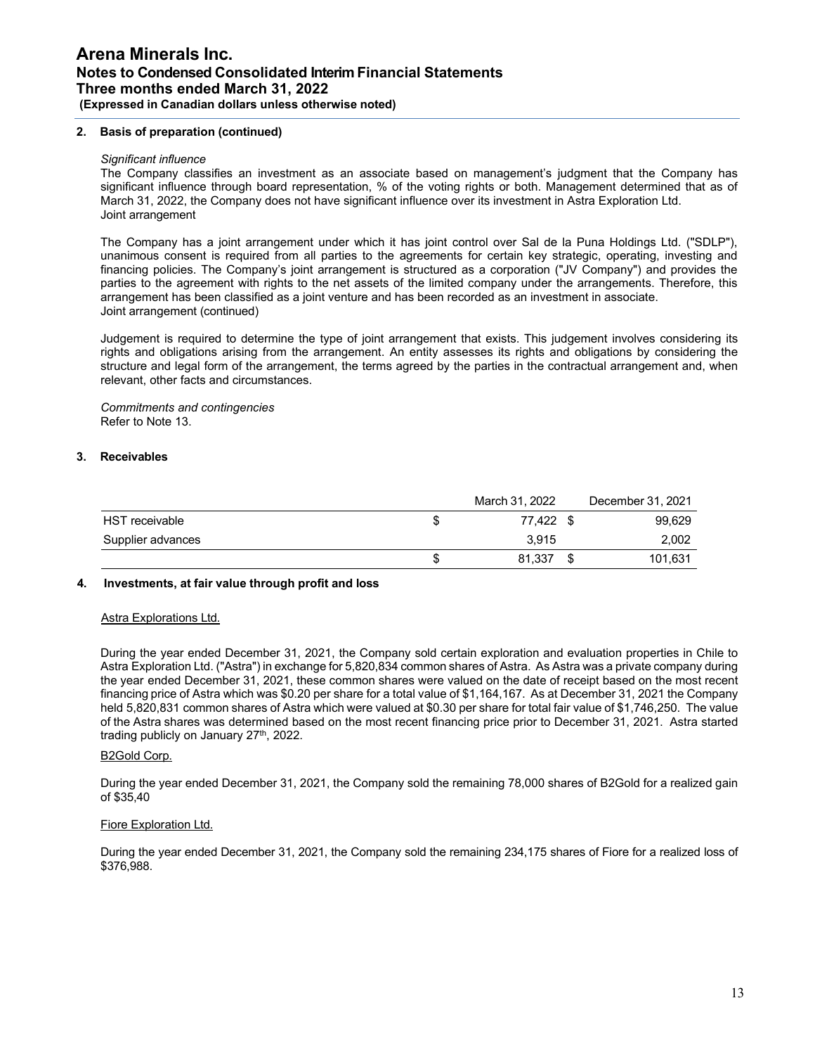## 2. Basis of preparation (continued)

*Significant influence*

The Company classifies an investment as an associate based on management's judgment that the Company has significant influence through board representation, % of the voting rights or both. Management determined that as of March 31, 2022, the Company does not have significant influence over its investment in Astra Exploration Ltd.

Joint arrangement

The Company has a joint arrangement under which it has joint control over Sal de la Puna Holdings Ltd. ("SDLP"), unanimous consent is required from all parties to the agreements for certain key strategic, operating, investing and financing policies. The Company's joint arrangement is structured as a corporation ("JV Company") and provides the parties to the agreement with rights to the net assets of the limited company under the arrangements. Therefore, this arrangement has been classified as a joint venture and has been recorded as an investment in associate.

Joint arrangement (continued)

Judgement is required to determine the type of joint arrangement that exists. This judgement involves considering its rights and obligations arising from the arrangement. An entity assesses its rights and obligations by considering the structure and legal form of the arrangement, the terms agreed by the parties in the contractual arrangement and, when relevant, other facts and circumstances.

*Commitments and contingencies*

Refer to Note 13.

## 3. Receivables

| | March 31, 2022 | December 31, 2021 |
|---|---|---|
| HST receivable | $ 77,422 | $ 99,629 |
| Supplier advances | 3,915 | 2,002 |
| | $ 81,337 | $ 101,631 |

## 4. Investments, at fair value through profit and loss

Astra Explorations Ltd.

During the year ended December 31, 2021, the Company sold certain exploration and evaluation properties in Chile to Astra Exploration Ltd. ("Astra") in exchange for 5,820,834 common shares of Astra. As Astra was a private company during the year ended December 31, 2021, these common shares were valued on the date of receipt based on the most recent financing price of Astra which was $0.20 per share for a total value of $1,164,167. As at December 31, 2021 the Company held 5,820,831 common shares of Astra which were valued at $0.30 per share for total fair value of $1,746,250. The value of the Astra shares was determined based on the most recent financing price prior to December 31, 2021. Astra started trading publicly on January 27th, 2022.

B2Gold Corp.

During the year ended December 31, 2021, the Company sold the remaining 78,000 shares of B2Gold for a realized gain of $35,40

Fiore Exploration Ltd.

During the year ended December 31, 2021, the Company sold the remaining 234,175 shares of Fiore for a realized loss of $376,988.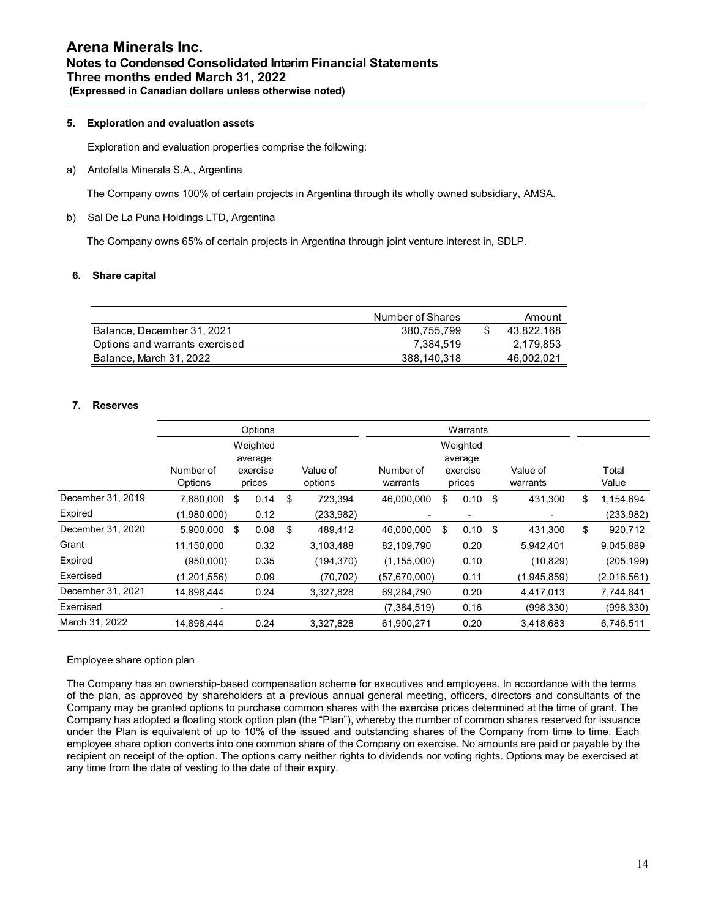# Arena Minerals Inc.
## Notes to Condensed Consolidated Interim Financial Statements
## Three months ended March 31, 2022
**(Expressed in Canadian dollars unless otherwise noted)**

### 5. Exploration and evaluation assets

Exploration and evaluation properties comprise the following:

a) Antofalla Minerals S.A., Argentina

The Company owns 100% of certain projects in Argentina through its wholly owned subsidiary, AMSA.

b) Sal De La Puna Holdings LTD, Argentina

The Company owns 65% of certain projects in Argentina through joint venture interest in, SDLP.

### 6. Share capital

| | Number of Shares | Amount |
|---|---|---|
| Balance, December 31, 2021 | 380,755,799 | $ 43,822,168 |
| Options and warrants exercised | 7,384,519 | 2,179,853 |
| Balance, March 31, 2022 | 388,140,318 | 46,002,021 |

### 7. Reserves

| | Options | | | Warrants | | | |
|---|---|---|---|---|---|---|---|
| | Number of Options | Weighted average exercise prices | Value of options | Number of warrants | Weighted average exercise prices | Value of warrants | Total Value |
| December 31, 2019 | 7,880,000 | $ 0.14 | $ 723,394 | 46,000,000 | $ 0.10 | $ 431,300 | $ 1,154,694 |
| Expired | (1,980,000) | 0.12 | (233,982) | - | - | - | (233,982) |
| December 31, 2020 | 5,900,000 | $ 0.08 | $ 489,412 | 46,000,000 | $ 0.10 | $ 431,300 | $ 920,712 |
| Grant | 11,150,000 | 0.32 | 3,103,488 | 82,109,790 | 0.20 | 5,942,401 | 9,045,889 |
| Expired | (950,000) | 0.35 | (194,370) | (1,155,000) | 0.10 | (10,829) | (205,199) |
| Exercised | (1,201,556) | 0.09 | (70,702) | (57,670,000) | 0.11 | (1,945,859) | (2,016,561) |
| December 31, 2021 | 14,898,444 | 0.24 | 3,327,828 | 69,284,790 | 0.20 | 4,417,013 | 7,744,841 |
| Exercised | - | | | (7,384,519) | 0.16 | (998,330) | (998,330) |
| March 31, 2022 | 14,898,444 | 0.24 | 3,327,828 | 61,900,271 | 0.20 | 3,418,683 | 6,746,511 |

Employee share option plan

The Company has an ownership-based compensation scheme for executives and employees. In accordance with the terms of the plan, as approved by shareholders at a previous annual general meeting, officers, directors and consultants of the Company may be granted options to purchase common shares with the exercise prices determined at the time of grant. The Company has adopted a floating stock option plan (the "Plan"), whereby the number of common shares reserved for issuance under the Plan is equivalent of up to 10% of the issued and outstanding shares of the Company from time to time. Each employee share option converts into one common share of the Company on exercise. No amounts are paid or payable by the recipient on receipt of the option. The options carry neither rights to dividends nor voting rights. Options may be exercised at any time from the date of vesting to the date of their expiry.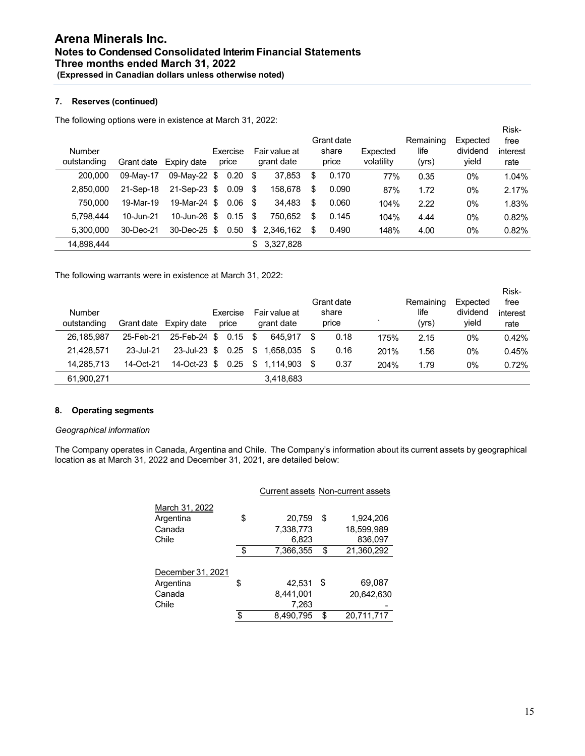### 7. Reserves (continued)

The following options were in existence at March 31, 2022:

| Number outstanding | Grant date | Expiry date | Exercise price | Fair value at grant date | Grant date share price | Expected volatility | Remaining life (yrs) | Expected dividend yield | Risk-free interest rate |
|---|---|---|---|---|---|---|---|---|---|
| 200,000 | 09-May-17 | 09-May-22 | $ 0.20 | $ 37,853 | $ 0.170 | 77% | 0.35 | 0% | 1.04% |
| 2,850,000 | 21-Sep-18 | 21-Sep-23 | $ 0.09 | $ 158,678 | $ 0.090 | 87% | 1.72 | 0% | 2.17% |
| 750,000 | 19-Mar-19 | 19-Mar-24 | $ 0.06 | $ 34,483 | $ 0.060 | 104% | 2.22 | 0% | 1.83% |
| 5,798,444 | 10-Jun-21 | 10-Jun-26 | $ 0.15 | $ 750,652 | $ 0.145 | 104% | 4.44 | 0% | 0.82% |
| 5,300,000 | 30-Dec-21 | 30-Dec-25 | $ 0.50 | $ 2,346,162 | $ 0.490 | 148% | 4.00 | 0% | 0.82% |
| 14,898,444 | | | | $ 3,327,828 | | | | | |

The following warrants were in existence at March 31, 2022:

| Number outstanding | Grant date | Expiry date | Exercise price | Fair value at grant date | Grant date share price | ` | Remaining life (yrs) | Expected dividend yield | Risk-free interest rate |
|---|---|---|---|---|---|---|---|---|---|
| 26,185,987 | 25-Feb-21 | 25-Feb-24 | $ 0.15 | $ 645,917 | $ 0.18 | 175% | 2.15 | 0% | 0.42% |
| 21,428,571 | 23-Jul-21 | 23-Jul-23 | $ 0.25 | $ 1,658,035 | $ 0.16 | 201% | 1.56 | 0% | 0.45% |
| 14,285,713 | 14-Oct-21 | 14-Oct-23 | $ 0.25 | $ 1,114,903 | $ 0.37 | 204% | 1.79 | 0% | 0.72% |
| 61,900,271 | | | | 3,418,683 | | | | | |

### 8. Operating segments

*Geographical information*

The Company operates in Canada, Argentina and Chile. The Company's information about its current assets by geographical location as at March 31, 2022 and December 31, 2021, are detailed below:

| | Current assets | Non-current assets |
|---|---|---|
| March 31, 2022 | | |
| Argentina | $ 20,759 | $ 1,924,206 |
| Canada | 7,338,773 | 18,599,989 |
| Chile | 6,823 | 836,097 |
| | $ 7,366,355 | $ 21,360,292 |
| December 31, 2021 | | |
| Argentina | $ 42,531 | $ 69,087 |
| Canada | 8,441,001 | 20,642,630 |
| Chile | 7,263 | - |
| | $ 8,490,795 | $ 20,711,717 |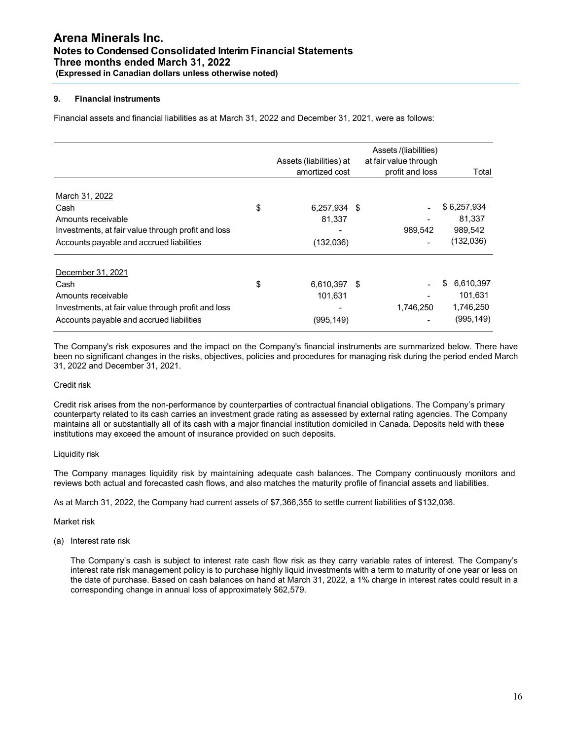### 9. Financial instruments

Financial assets and financial liabilities as at March 31, 2022 and December 31, 2021, were as follows:

| | Assets (liabilities) at amortized cost | Assets /(liabilities) at fair value through profit and loss | Total |
|---|---|---|---|
| March 31, 2022 | | | |
| Cash | $ 6,257,934 | $ - | $ 6,257,934 |
| Amounts receivable | 81,337 | - | 81,337 |
| Investments, at fair value through profit and loss | - | 989,542 | 989,542 |
| Accounts payable and accrued liabilities | (132,036) | - | (132,036) |
| December 31, 2021 | | | |
| Cash | $ 6,610,397 | $ - | $ 6,610,397 |
| Amounts receivable | 101,631 | - | 101,631 |
| Investments, at fair value through profit and loss | - | 1,746,250 | 1,746,250 |
| Accounts payable and accrued liabilities | (995,149) | - | (995,149) |

The Company's risk exposures and the impact on the Company's financial instruments are summarized below. There have been no significant changes in the risks, objectives, policies and procedures for managing risk during the period ended March 31, 2022 and December 31, 2021.

Credit risk

Credit risk arises from the non-performance by counterparties of contractual financial obligations. The Company's primary counterparty related to its cash carries an investment grade rating as assessed by external rating agencies. The Company maintains all or substantially all of its cash with a major financial institution domiciled in Canada. Deposits held with these institutions may exceed the amount of insurance provided on such deposits.

Liquidity risk

The Company manages liquidity risk by maintaining adequate cash balances. The Company continuously monitors and reviews both actual and forecasted cash flows, and also matches the maturity profile of financial assets and liabilities.

As at March 31, 2022, the Company had current assets of $7,366,355 to settle current liabilities of $132,036.

Market risk

(a) Interest rate risk

The Company's cash is subject to interest rate cash flow risk as they carry variable rates of interest. The Company's interest rate risk management policy is to purchase highly liquid investments with a term to maturity of one year or less on the date of purchase. Based on cash balances on hand at March 31, 2022, a 1% charge in interest rates could result in a corresponding change in annual loss of approximately $62,579.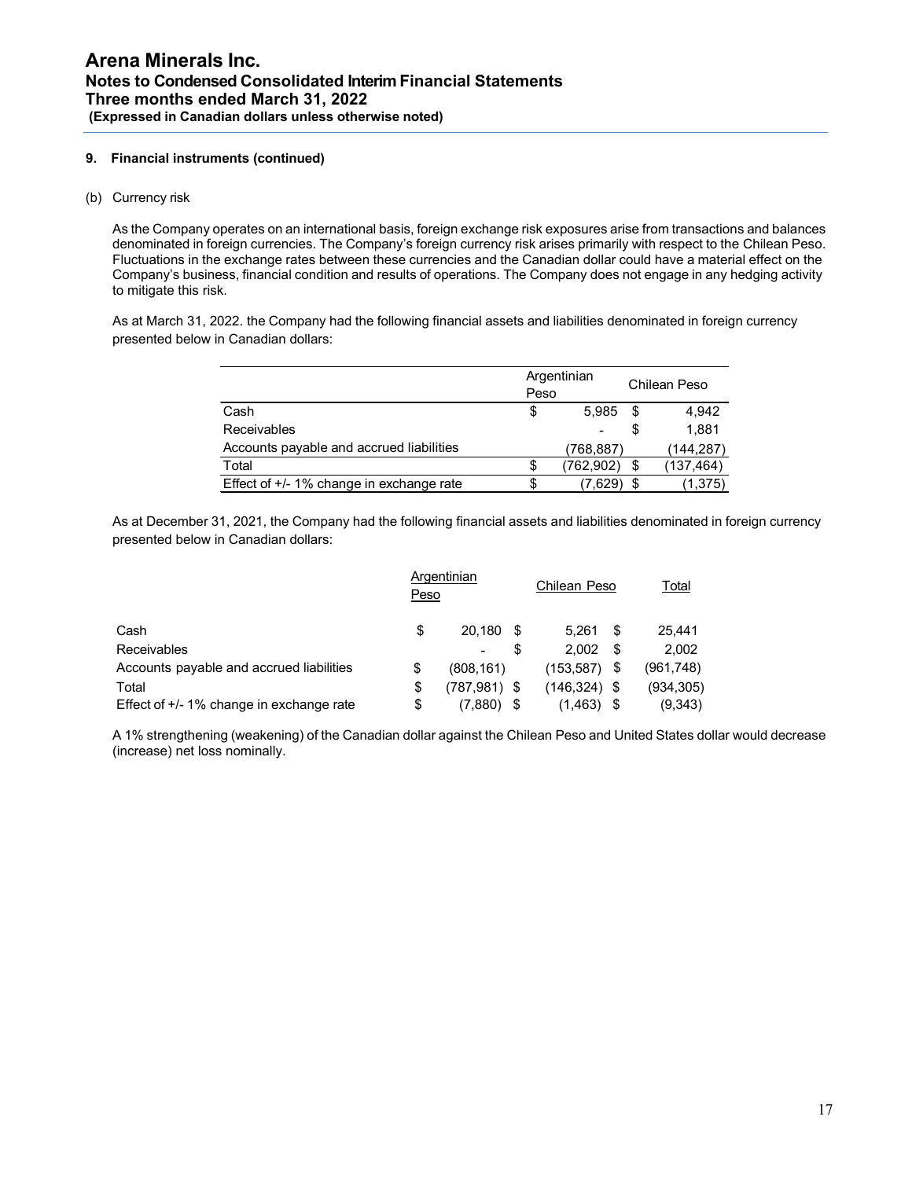## 9. Financial instruments (continued)

(b) Currency risk

As the Company operates on an international basis, foreign exchange risk exposures arise from transactions and balances denominated in foreign currencies. The Company's foreign currency risk arises primarily with respect to the Chilean Peso. Fluctuations in the exchange rates between these currencies and the Canadian dollar could have a material effect on the Company's business, financial condition and results of operations. The Company does not engage in any hedging activity to mitigate this risk.

As at March 31, 2022. the Company had the following financial assets and liabilities denominated in foreign currency presented below in Canadian dollars:

| | Argentinian Peso | Chilean Peso |
|---|---|---|
| Cash | $ 5,985 | $ 4,942 |
| Receivables | - | $ 1,881 |
| Accounts payable and accrued liabilities | (768,887) | (144,287) |
| Total | $ (762,902) | $ (137,464) |
| Effect of +/- 1% change in exchange rate | $ (7,629) | $ (1,375) |

As at December 31, 2021, the Company had the following financial assets and liabilities denominated in foreign currency presented below in Canadian dollars:

| | Argentinian Peso | Chilean Peso | Total |
|---|---|---|---|
| Cash | $ 20,180 | $ 5,261 | $ 25,441 |
| Receivables | - | $ 2,002 | $ 2,002 |
| Accounts payable and accrued liabilities | $ (808,161) | (153,587) | $ (961,748) |
| Total | $ (787,981) | $ (146,324) | $ (934,305) |
| Effect of +/- 1% change in exchange rate | $ (7,880) | $ (1,463) | $ (9,343) |

A 1% strengthening (weakening) of the Canadian dollar against the Chilean Peso and United States dollar would decrease (increase) net loss nominally.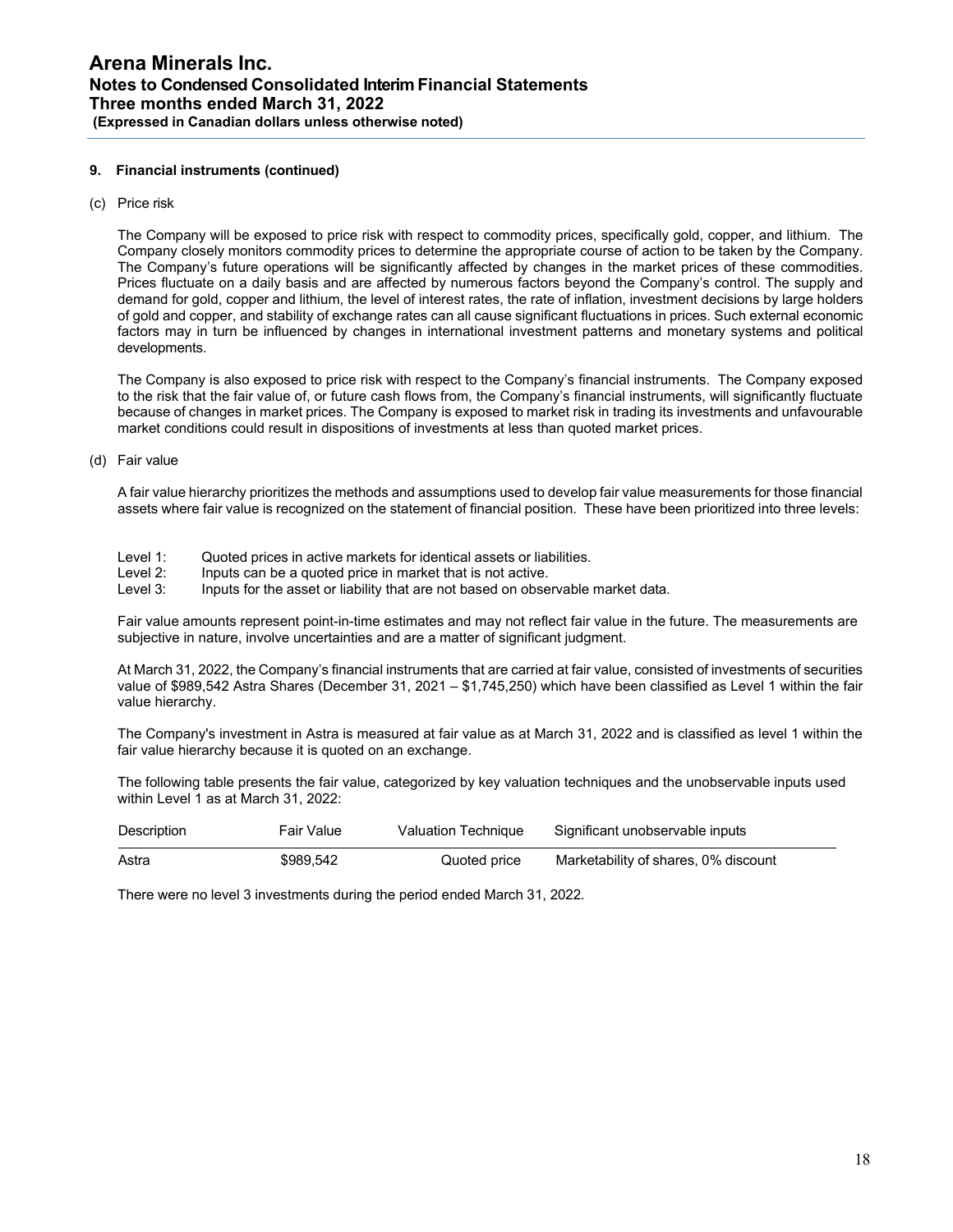**9. Financial instruments (continued)**

(c) Price risk

The Company will be exposed to price risk with respect to commodity prices, specifically gold, copper, and lithium. The Company closely monitors commodity prices to determine the appropriate course of action to be taken by the Company. The Company's future operations will be significantly affected by changes in the market prices of these commodities. Prices fluctuate on a daily basis and are affected by numerous factors beyond the Company's control. The supply and demand for gold, copper and lithium, the level of interest rates, the rate of inflation, investment decisions by large holders of gold and copper, and stability of exchange rates can all cause significant fluctuations in prices. Such external economic factors may in turn be influenced by changes in international investment patterns and monetary systems and political developments.

The Company is also exposed to price risk with respect to the Company's financial instruments. The Company exposed to the risk that the fair value of, or future cash flows from, the Company's financial instruments, will significantly fluctuate because of changes in market prices. The Company is exposed to market risk in trading its investments and unfavourable market conditions could result in dispositions of investments at less than quoted market prices.

(d) Fair value

A fair value hierarchy prioritizes the methods and assumptions used to develop fair value measurements for those financial assets where fair value is recognized on the statement of financial position. These have been prioritized into three levels:

Level 1: Quoted prices in active markets for identical assets or liabilities.
Level 2: Inputs can be a quoted price in market that is not active.
Level 3: Inputs for the asset or liability that are not based on observable market data.

Fair value amounts represent point-in-time estimates and may not reflect fair value in the future. The measurements are subjective in nature, involve uncertainties and are a matter of significant judgment.

At March 31, 2022, the Company's financial instruments that are carried at fair value, consisted of investments of securities value of $989,542 Astra Shares (December 31, 2021 – $1,745,250) which have been classified as Level 1 within the fair value hierarchy.

The Company's investment in Astra is measured at fair value as at March 31, 2022 and is classified as level 1 within the fair value hierarchy because it is quoted on an exchange.

The following table presents the fair value, categorized by key valuation techniques and the unobservable inputs used within Level 1 as at March 31, 2022:

| Description | Fair Value | Valuation Technique | Significant unobservable inputs |
|---|---|---|---|
| Astra | $989,542 | Quoted price | Marketability of shares, 0% discount |

There were no level 3 investments during the period ended March 31, 2022.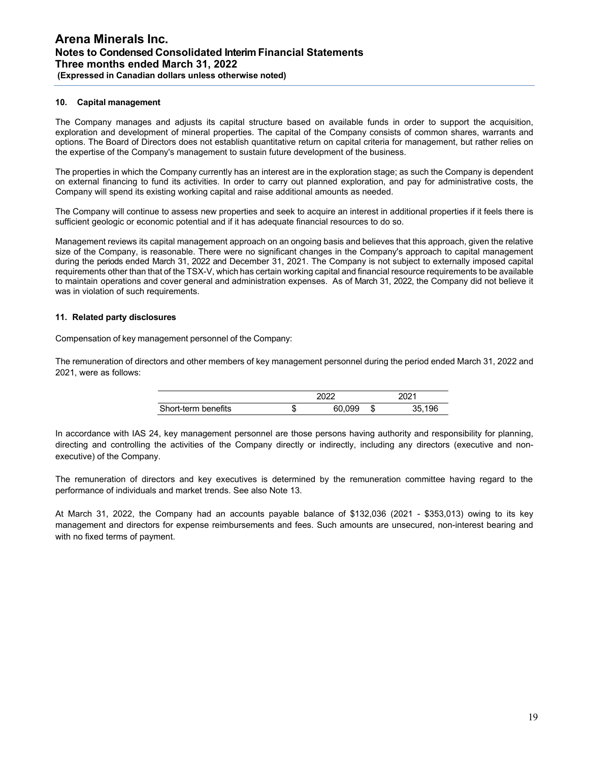## 10. Capital management

The Company manages and adjusts its capital structure based on available funds in order to support the acquisition, exploration and development of mineral properties. The capital of the Company consists of common shares, warrants and options. The Board of Directors does not establish quantitative return on capital criteria for management, but rather relies on the expertise of the Company's management to sustain future development of the business.

The properties in which the Company currently has an interest are in the exploration stage; as such the Company is dependent on external financing to fund its activities. In order to carry out planned exploration, and pay for administrative costs, the Company will spend its existing working capital and raise additional amounts as needed.

The Company will continue to assess new properties and seek to acquire an interest in additional properties if it feels there is sufficient geologic or economic potential and if it has adequate financial resources to do so.

Management reviews its capital management approach on an ongoing basis and believes that this approach, given the relative size of the Company, is reasonable. There were no significant changes in the Company's approach to capital management during the periods ended March 31, 2022 and December 31, 2021. The Company is not subject to externally imposed capital requirements other than that of the TSX-V, which has certain working capital and financial resource requirements to be available to maintain operations and cover general and administration expenses. As of March 31, 2022, the Company did not believe it was in violation of such requirements.

## 11. Related party disclosures

Compensation of key management personnel of the Company:

The remuneration of directors and other members of key management personnel during the period ended March 31, 2022 and 2021, were as follows:

| | 2022 | 2021 |
|---|---|---|
| Short-term benefits | $ 60,099 | $ 35,196 |

In accordance with IAS 24, key management personnel are those persons having authority and responsibility for planning, directing and controlling the activities of the Company directly or indirectly, including any directors (executive and non-executive) of the Company.

The remuneration of directors and key executives is determined by the remuneration committee having regard to the performance of individuals and market trends. See also Note 13.

At March 31, 2022, the Company had an accounts payable balance of $132,036 (2021 - $353,013) owing to its key management and directors for expense reimbursements and fees. Such amounts are unsecured, non-interest bearing and with no fixed terms of payment.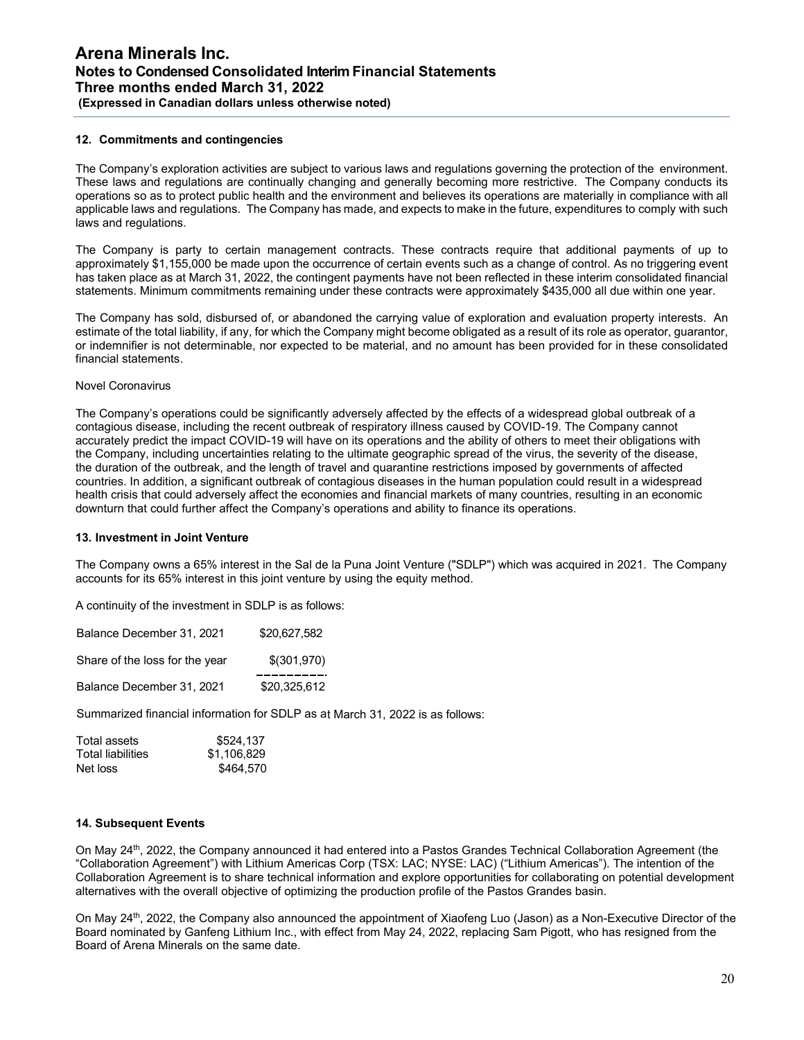## 12. Commitments and contingencies

The Company's exploration activities are subject to various laws and regulations governing the protection of the environment. These laws and regulations are continually changing and generally becoming more restrictive. The Company conducts its operations so as to protect public health and the environment and believes its operations are materially in compliance with all applicable laws and regulations. The Company has made, and expects to make in the future, expenditures to comply with such laws and regulations.

The Company is party to certain management contracts. These contracts require that additional payments of up to approximately $1,155,000 be made upon the occurrence of certain events such as a change of control. As no triggering event has taken place as at March 31, 2022, the contingent payments have not been reflected in these interim consolidated financial statements. Minimum commitments remaining under these contracts were approximately $435,000 all due within one year.

The Company has sold, disbursed of, or abandoned the carrying value of exploration and evaluation property interests. An estimate of the total liability, if any, for which the Company might become obligated as a result of its role as operator, guarantor, or indemnifier is not determinable, nor expected to be material, and no amount has been provided for in these consolidated financial statements.

Novel Coronavirus

The Company's operations could be significantly adversely affected by the effects of a widespread global outbreak of a contagious disease, including the recent outbreak of respiratory illness caused by COVID-19. The Company cannot accurately predict the impact COVID-19 will have on its operations and the ability of others to meet their obligations with the Company, including uncertainties relating to the ultimate geographic spread of the virus, the severity of the disease, the duration of the outbreak, and the length of travel and quarantine restrictions imposed by governments of affected countries. In addition, a significant outbreak of contagious diseases in the human population could result in a widespread health crisis that could adversely affect the economies and financial markets of many countries, resulting in an economic downturn that could further affect the Company's operations and ability to finance its operations.

## 13. Investment in Joint Venture

The Company owns a 65% interest in the Sal de la Puna Joint Venture ("SDLP") which was acquired in 2021. The Company accounts for its 65% interest in this joint venture by using the equity method.

A continuity of the investment in SDLP is as follows:

| | |
|---|---|
| Balance December 31, 2021 | $20,627,582 |
| Share of the loss for the year | $(301,970) |
| Balance December 31, 2021 | $20,325,612 |

Summarized financial information for SDLP as at March 31, 2022 is as follows:

| | |
|---|---|
| Total assets | $524,137 |
| Total liabilities | $1,106,829 |
| Net loss | $464,570 |

## 14. Subsequent Events

On May 24th, 2022, the Company announced it had entered into a Pastos Grandes Technical Collaboration Agreement (the "Collaboration Agreement") with Lithium Americas Corp (TSX: LAC; NYSE: LAC) ("Lithium Americas"). The intention of the Collaboration Agreement is to share technical information and explore opportunities for collaborating on potential development alternatives with the overall objective of optimizing the production profile of the Pastos Grandes basin.

On May 24th, 2022, the Company also announced the appointment of Xiaofeng Luo (Jason) as a Non-Executive Director of the Board nominated by Ganfeng Lithium Inc., with effect from May 24, 2022, replacing Sam Pigott, who has resigned from the Board of Arena Minerals on the same date.